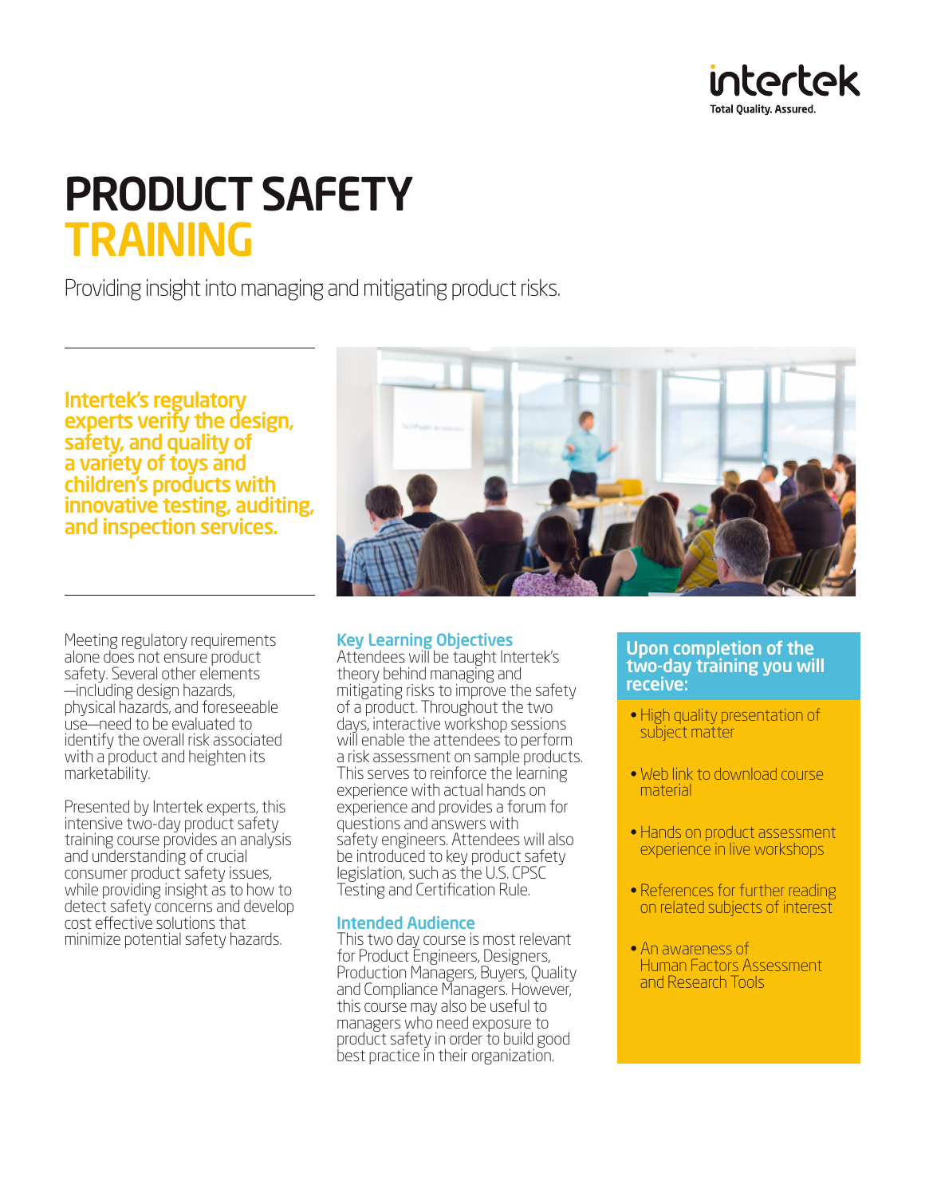intertek
Total Quality. Assured.

# PRODUCT SAFETY TRAINING

Providing insight into managing and mitigating product risks.

**Intertek's regulatory experts verify the design, safety, and quality of a variety of toys and children's products with innovative testing, auditing, and inspection services.**

Meeting regulatory requirements alone does not ensure product safety. Several other elements —including design hazards, physical hazards, and foreseeable use—need to be evaluated to identify the overall risk associated with a product and heighten its marketability.

Presented by Intertek experts, this intensive two-day product safety training course provides an analysis and understanding of crucial consumer product safety issues, while providing insight as to how to detect safety concerns and develop cost effective solutions that minimize potential safety hazards.

## Key Learning Objectives

Attendees will be taught Intertek's theory behind managing and mitigating risks to improve the safety of a product. Throughout the two days, interactive workshop sessions will enable the attendees to perform a risk assessment on sample products. This serves to reinforce the learning experience with actual hands on experience and provides a forum for questions and answers with safety engineers. Attendees will also be introduced to key product safety legislation, such as the U.S. CPSC Testing and Certification Rule.

## Intended Audience

This two day course is most relevant for Product Engineers, Designers, Production Managers, Buyers, Quality and Compliance Managers. However, this course may also be useful to managers who need exposure to product safety in order to build good best practice in their organization.

## Upon completion of the two-day training you will receive:

- High quality presentation of subject matter
- Web link to download course material
- Hands on product assessment experience in live workshops
- References for further reading on related subjects of interest
- An awareness of Human Factors Assessment and Research Tools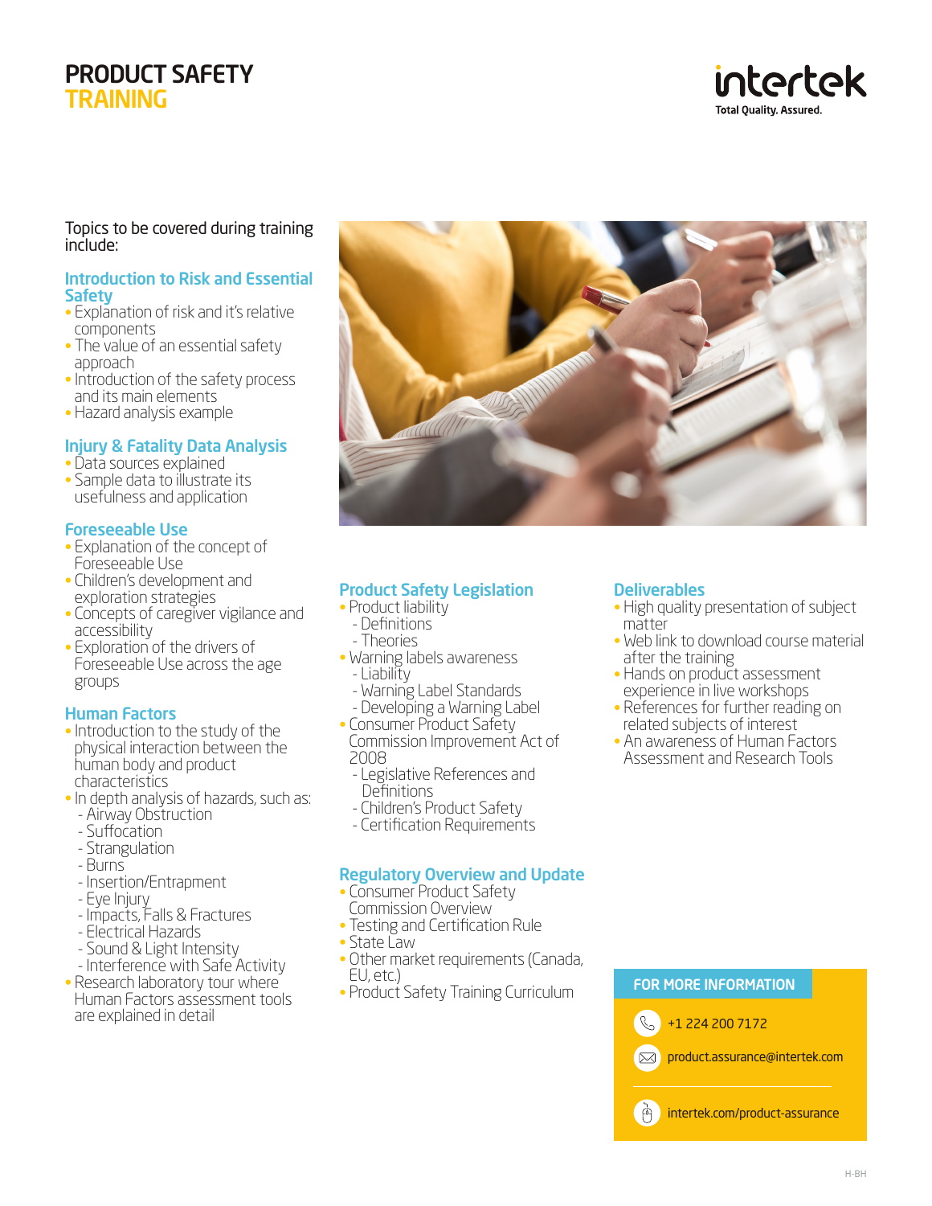# PRODUCT SAFETY TRAINING

Topics to be covered during training include:

## Introduction to Risk and Essential Safety

- Explanation of risk and it's relative components
- The value of an essential safety approach
- Introduction of the safety process and its main elements
- Hazard analysis example

## Injury & Fatality Data Analysis

- Data sources explained
- Sample data to illustrate its usefulness and application

## Foreseeable Use

- Explanation of the concept of Foreseeable Use
- Children's development and exploration strategies
- Concepts of caregiver vigilance and accessibility
- Exploration of the drivers of Foreseeable Use across the age groups

## Human Factors

- Introduction to the study of the physical interaction between the human body and product characteristics
- In depth analysis of hazards, such as:
  - Airway Obstruction
  - Suffocation
  - Strangulation
  - Burns
  - Insertion/Entrapment
  - Eye Injury
  - Impacts, Falls & Fractures
  - Electrical Hazards
  - Sound & Light Intensity
  - Interference with Safe Activity
- Research laboratory tour where Human Factors assessment tools are explained in detail

## Product Safety Legislation

- Product liability
  - Definitions
  - Theories
- Warning labels awareness
  - Liability
  - Warning Label Standards
  - Developing a Warning Label
- Consumer Product Safety Commission Improvement Act of 2008
  - Legislative References and Definitions
  - Children's Product Safety
  - Certification Requirements

## Regulatory Overview and Update

- Consumer Product Safety Commission Overview
- Testing and Certification Rule
- State Law
- Other market requirements (Canada, EU, etc.)
- Product Safety Training Curriculum

## Deliverables

- High quality presentation of subject matter
- Web link to download course material after the training
- Hands on product assessment experience in live workshops
- References for further reading on related subjects of interest
- An awareness of Human Factors Assessment and Research Tools

## FOR MORE INFORMATION

+1 224 200 7172

product.assurance@intertek.com

intertek.com/product-assurance